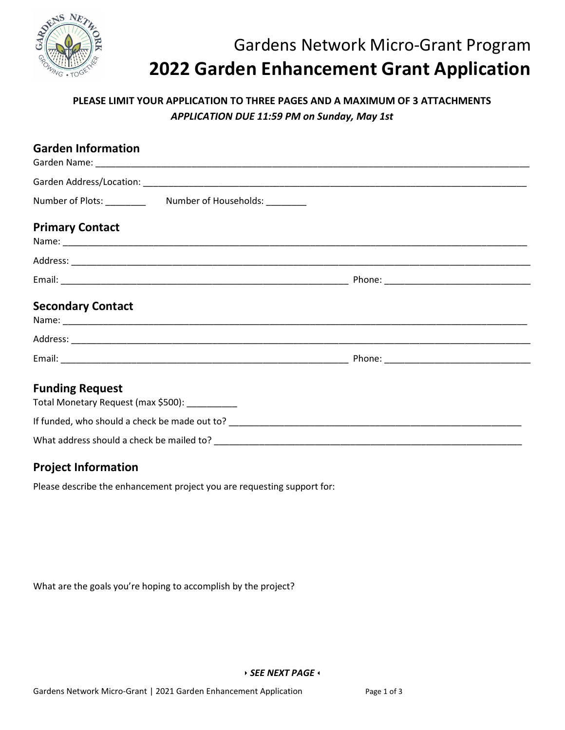# Gardens Network Micro-Grant Program

# 2022 Garden Enhancement Grant Application

**PLEASE LIMIT YOUR APPLICATION TO THREE PAGES AND A MAXIMUM OF 3 ATTACHMENTS**

***APPLICATION DUE 11:59 PM on Sunday, May 1st***

## Garden Information

Garden Name: ______________________________________________

Garden Address/Location: ______________________________________________

Number of Plots: ________ Number of Households: ________

## Primary Contact

Name: ______________________________________________

Address: ______________________________________________

Email: ______________________________ Phone: ______________________________

## Secondary Contact

Name: ______________________________________________

Address: ______________________________________________

Email: ______________________________ Phone: ______________________________

## Funding Request

Total Monetary Request (max $500): __________

If funded, who should a check be made out to? ______________________________________________

What address should a check be mailed to? ______________________________________________

## Project Information

Please describe the enhancement project you are requesting support for:

What are the goals you're hoping to accomplish by the project?

‣ ***SEE NEXT PAGE*** ‹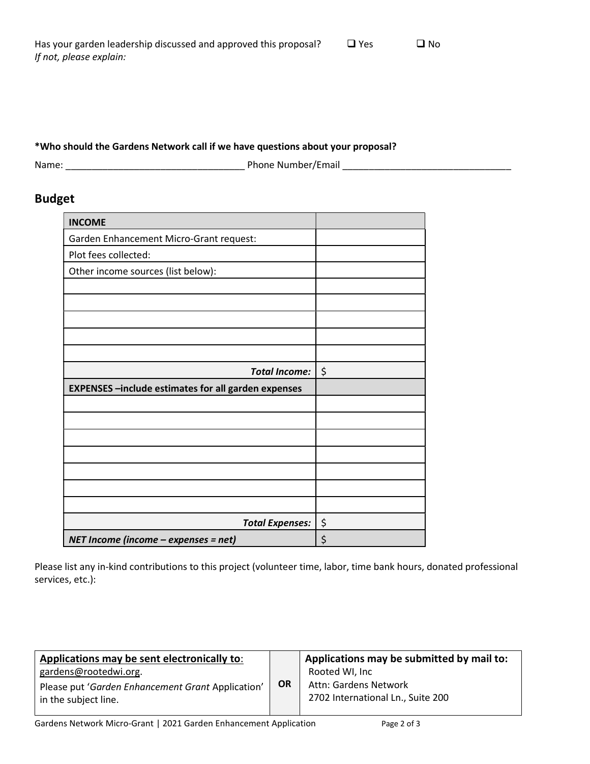Has your garden leadership discussed and approved this proposal? ☐ Yes ☐ No
*If not, please explain:*

**\*Who should the Gardens Network call if we have questions about your proposal?**

Name: ______________________________ Phone Number/Email ______________________________

## Budget

| **INCOME** | |
|---|---|
| Garden Enhancement Micro-Grant request: | |
| Plot fees collected: | |
| Other income sources (list below): | |
| | |
| | |
| | |
| | |
| | |
| ***Total Income:*** | $ |
| **EXPENSES –include estimates for all garden expenses** | |
| | |
| | |
| | |
| | |
| | |
| | |
| | |
| ***Total Expenses:*** | $ |
| ***NET Income (income – expenses = net)*** | $ |

Please list any in-kind contributions to this project (volunteer time, labor, time bank hours, donated professional services, etc.):

| **Applications may be sent electronically to:** | | **Applications may be submitted by mail to:** |
|---|---|---|
| gardens@rootedwi.org. Please put '*Garden Enhancement Grant* Application' in the subject line. | **OR** | Rooted WI, Inc<br>Attn: Gardens Network<br>2702 International Ln., Suite 200 |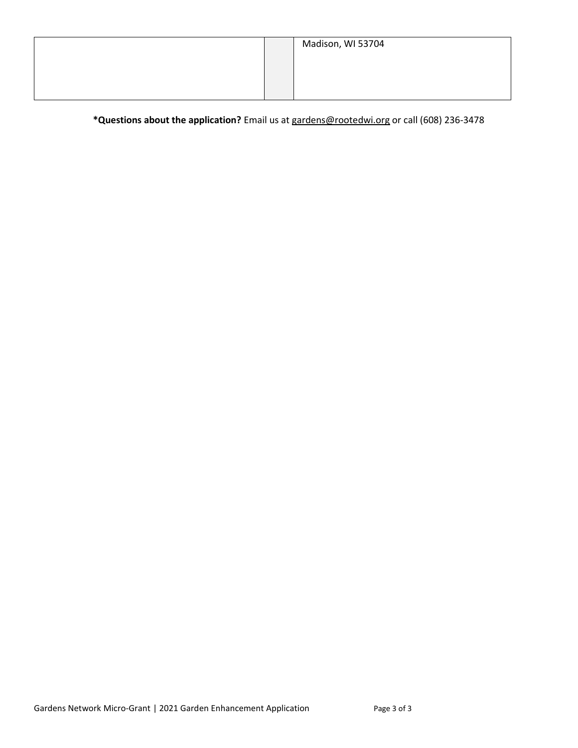| | | |
|---|---|---|
| | | Madison, WI 53704 |

**\*Questions about the application?** Email us at gardens@rootedwi.org or call (608) 236-3478